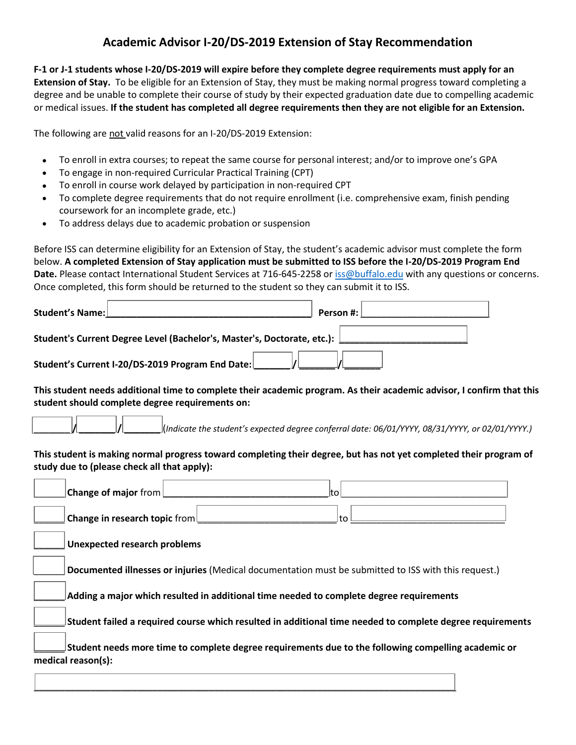# Academic Advisor I-20/DS-2019 Extension of Stay Recommendation

**F-1 or J-1 students whose I-20/DS-2019 will expire before they complete degree requirements must apply for an Extension of Stay.** To be eligible for an Extension of Stay, they must be making normal progress toward completing a degree and be unable to complete their course of study by their expected graduation date due to compelling academic or medical issues. **If the student has completed all degree requirements then they are not eligible for an Extension.**

The following are not valid reasons for an I-20/DS-2019 Extension:

- To enroll in extra courses; to repeat the same course for personal interest; and/or to improve one's GPA
- To engage in non-required Curricular Practical Training (CPT)
- To enroll in course work delayed by participation in non-required CPT
- To complete degree requirements that do not require enrollment (i.e. comprehensive exam, finish pending coursework for an incomplete grade, etc.)
- To address delays due to academic probation or suspension

Before ISS can determine eligibility for an Extension of Stay, the student's academic advisor must complete the form below. **A completed Extension of Stay application must be submitted to ISS before the I-20/DS-2019 Program End Date.** Please contact International Student Services at 716-645-2258 or iss@buffalo.edu with any questions or concerns. Once completed, this form should be returned to the student so they can submit it to ISS.

**Student's Name:**________________________________________ **Person #:**________________________

**Student's Current Degree Level (Bachelor's, Master's, Doctorate, etc.):** ________________________

**Student's Current I-20/DS-2019 Program End Date:**_______/_______/_______

**This student needs additional time to complete their academic program. As their academic advisor, I confirm that this student should complete degree requirements on:**

_______/_______/_______(*Indicate the student's expected degree conferral date: 06/01/YYYY, 08/31/YYYY, or 02/01/YYYY.*)

**This student is making normal progress toward completing their degree, but has not yet completed their program of study due to (please check all that apply):**

______ **Change of major** from ________________________________ to ________________________________

______ **Change in research topic** from ___________________________ to ______________________________

______ **Unexpected research problems**

______ **Documented illnesses or injuries** (Medical documentation must be submitted to ISS with this request.)

______ **Adding a major which resulted in additional time needed to complete degree requirements**

______ **Student failed a required course which resulted in additional time needed to complete degree requirements**

______ **Student needs more time to complete degree requirements due to the following compelling academic or medical reason(s):**

__________________________________________________________________________________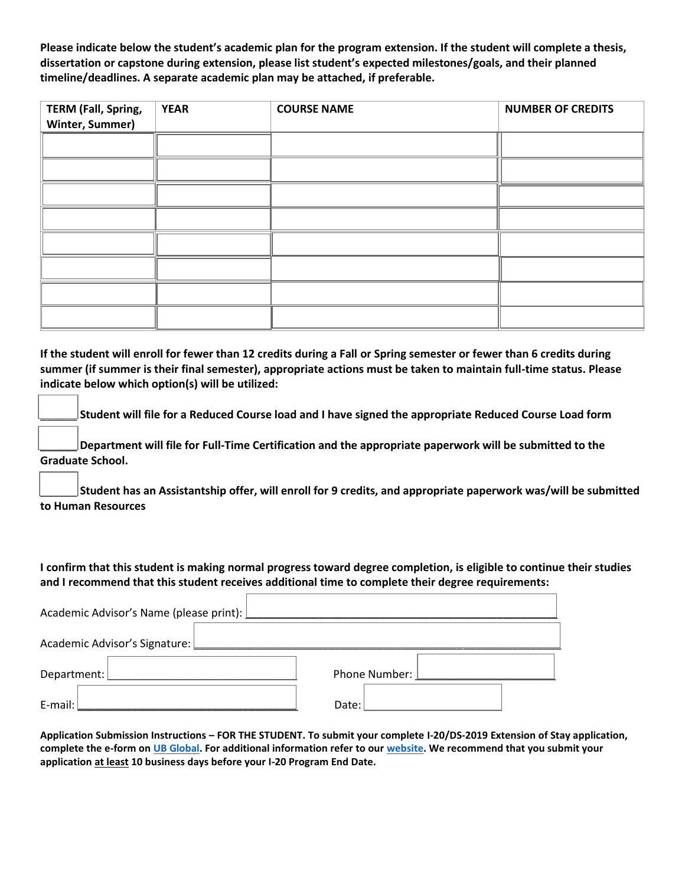**Please indicate below the student's academic plan for the program extension. If the student will complete a thesis, dissertation or capstone during extension, please list student's expected milestones/goals, and their planned timeline/deadlines. A separate academic plan may be attached, if preferable.**

| TERM (Fall, Spring, Winter, Summer) | YEAR | COURSE NAME | NUMBER OF CREDITS |
|---|---|---|---|
| | | | |
| | | | |
| | | | |
| | | | |
| | | | |
| | | | |
| | | | |
| | | | |

**If the student will enroll for fewer than 12 credits during a Fall or Spring semester or fewer than 6 credits during summer (if summer is their final semester), appropriate actions must be taken to maintain full-time status. Please indicate below which option(s) will be utilized:**

______ **Student will file for a Reduced Course load and I have signed the appropriate Reduced Course Load form**

______ **Department will file for Full-Time Certification and the appropriate paperwork will be submitted to the Graduate School.**

______ **Student has an Assistantship offer, will enroll for 9 credits, and appropriate paperwork was/will be submitted to Human Resources**

**I confirm that this student is making normal progress toward degree completion, is eligible to continue their studies and I recommend that this student receives additional time to complete their degree requirements:**

Academic Advisor's Name (please print): ______________________________________________

Academic Advisor's Signature: ________________________________________________________

Department: ____________________________ Phone Number: ____________________

E-mail: ________________________________ Date: ____________________

**Application Submission Instructions – FOR THE STUDENT. To submit your complete I-20/DS-2019 Extension of Stay application, complete the e-form on UB Global. For additional information refer to our website. We recommend that you submit your application at least 10 business days before your I-20 Program End Date.**